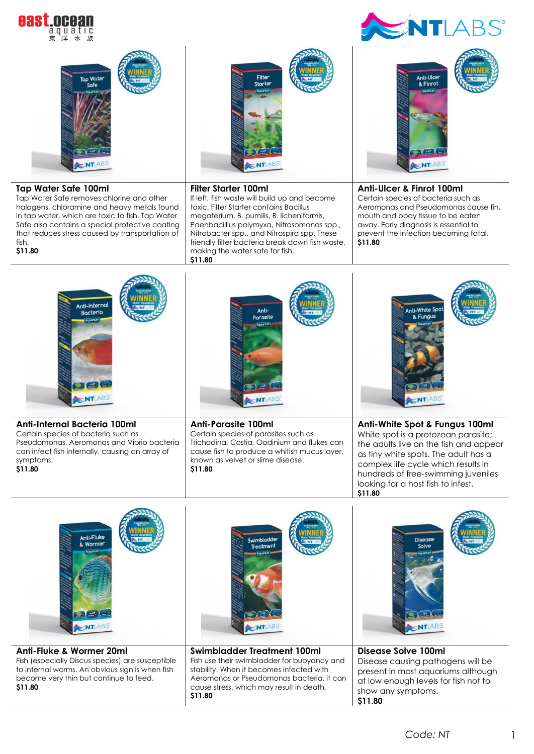east.ocean aquatic 東洋水族

NTLABS®

### Tap Water Safe 100ml

Tap Water Safe removes chlorine and other halogens, chloramine and heavy metals found in tap water, which are toxic to fish. Tap Water Safe also contains a special protective coating that reduces stress caused by transportation of fish.

**$11.80**

### Filter Starter 100ml

If left, fish waste will build up and become toxic. Filter Starter contains Bacillus megaterium, B. pumilis, B. licheniformis, Paenbacillius polymyxa, Nitrosomonas spp., Nitrobacter spp., and Nitrospira spp. These friendly filter bacteria break down fish waste, making the water safe for fish.

**$11.80**

### Anti-Ulcer & Finrot 100ml

Certain species of bacteria such as Aeromonas and Pseudomonas cause fin, mouth and body tissue to be eaten away. Early diagnosis is essential to prevent the infection becoming fatal.

**$11.80**

### Anti-Internal Bacteria 100ml

Certain species of bacteria such as Pseudomonas, Aeromonas and Vibrio bacteria can infect fish internally, causing an array of symptoms.

**$11.80**

### Anti-Parasite 100ml

Certain species of parasites such as Trichodina, Costia, Oodinium and flukes can cause fish to produce a whitish mucus layer, known as velvet or slime disease.

**$11.80**

### Anti-White Spot & Fungus 100ml

White spot is a protozoan parasite; the adults live on the fish and appear as tiny white spots. The adult has a complex life cycle which results in hundreds of free-swimming juveniles looking for a host fish to infest.

**$11.80**

### Anti-Fluke & Wormer 20ml

Fish (especially Discus species) are susceptible to internal worms. An obvious sign is when fish become very thin but continue to feed.

**$11.80**

### Swimbladder Treatment 100ml

Fish use their swimbladder for buoyancy and stability. When it becomes infected with Aeromonas or Pseudomonas bacteria, it can cause stress, which may result in death.

**$11.80**

### Disease Solve 100ml

Disease causing pathogens will be present in most aquariums although at low enough levels for fish not to show any symptoms.

**$11.80**

*Code: NT*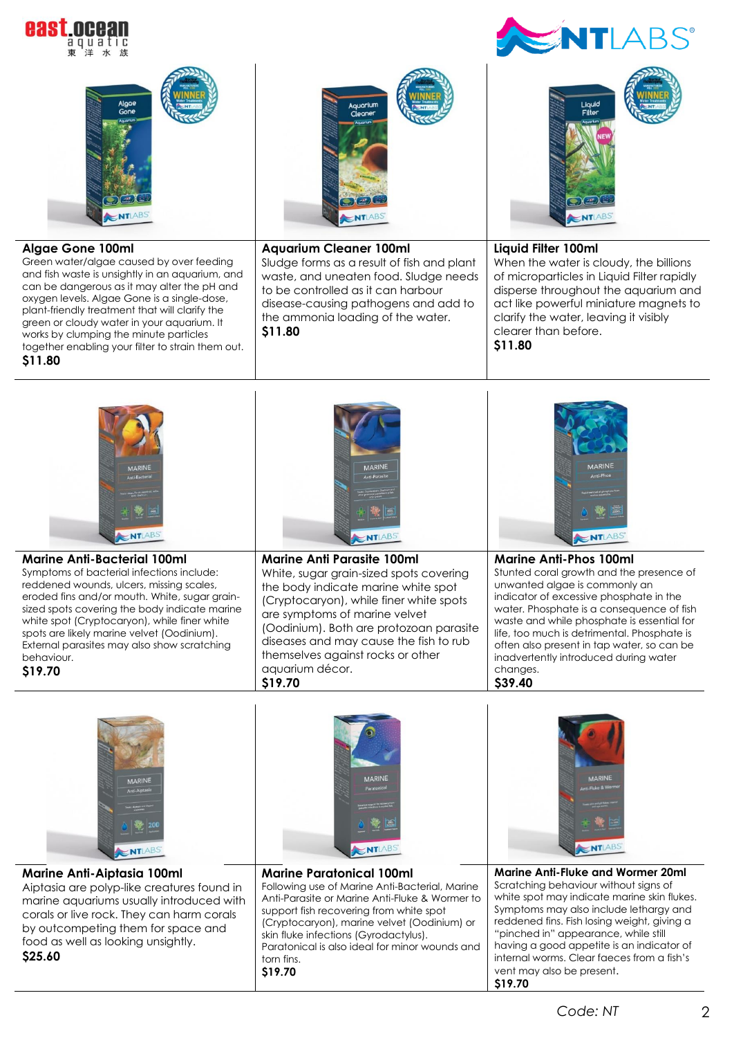## Algae Gone 100ml

Green water/algae caused by over feeding and fish waste is unsightly in an aquarium, and can be dangerous as it may alter the pH and oxygen levels. Algae Gone is a single-dose, plant-friendly treatment that will clarify the green or cloudy water in your aquarium. It works by clumping the minute particles together enabling your filter to strain them out.

**$11.80**

## Aquarium Cleaner 100ml

Sludge forms as a result of fish and plant waste, and uneaten food. Sludge needs to be controlled as it can harbour disease-causing pathogens and add to the ammonia loading of the water.

**$11.80**

## Liquid Filter 100ml

When the water is cloudy, the billions of microparticles in Liquid Filter rapidly disperse throughout the aquarium and act like powerful miniature magnets to clarify the water, leaving it visibly clearer than before.

**$11.80**

## Marine Anti-Bacterial 100ml

Symptoms of bacterial infections include: reddened wounds, ulcers, missing scales, eroded fins and/or mouth. White, sugar grain-sized spots covering the body indicate marine white spot (Cryptocaryon), while finer white spots are likely marine velvet (Oodinium). External parasites may also show scratching behaviour.

**$19.70**

## Marine Anti Parasite 100ml

White, sugar grain-sized spots covering the body indicate marine white spot (Cryptocaryon), while finer white spots are symptoms of marine velvet (Oodinium). Both are protozoan parasite diseases and may cause the fish to rub themselves against rocks or other aquarium décor.

**$19.70**

## Marine Anti-Phos 100ml

Stunted coral growth and the presence of unwanted algae is commonly an indicator of excessive phosphate in the water. Phosphate is a consequence of fish waste and while phosphate is essential for life, too much is detrimental. Phosphate is often also present in tap water, so can be inadvertently introduced during water changes.

**$39.40**

## Marine Anti-Aiptasia 100ml

Aiptasia are polyp-like creatures found in marine aquariums usually introduced with corals or live rock. They can harm corals by outcompeting them for space and food as well as looking unsightly.

**$25.60**

## Marine Paratonical 100ml

Following use of Marine Anti-Bacterial, Marine Anti-Parasite or Marine Anti-Fluke & Wormer to support fish recovering from white spot (Cryptocaryon), marine velvet (Oodinium) or skin fluke infections (Gyrodactylus). Paratonical is also ideal for minor wounds and torn fins.

**$19.70**

## Marine Anti-Fluke and Wormer 20ml

Scratching behaviour without signs of white spot may indicate marine skin flukes. Symptoms may also include lethargy and reddened fins. Fish losing weight, giving a "pinched in" appearance, while still having a good appetite is an indicator of internal worms. Clear faeces from a fish's vent may also be present.

**$19.70**

*Code: NT*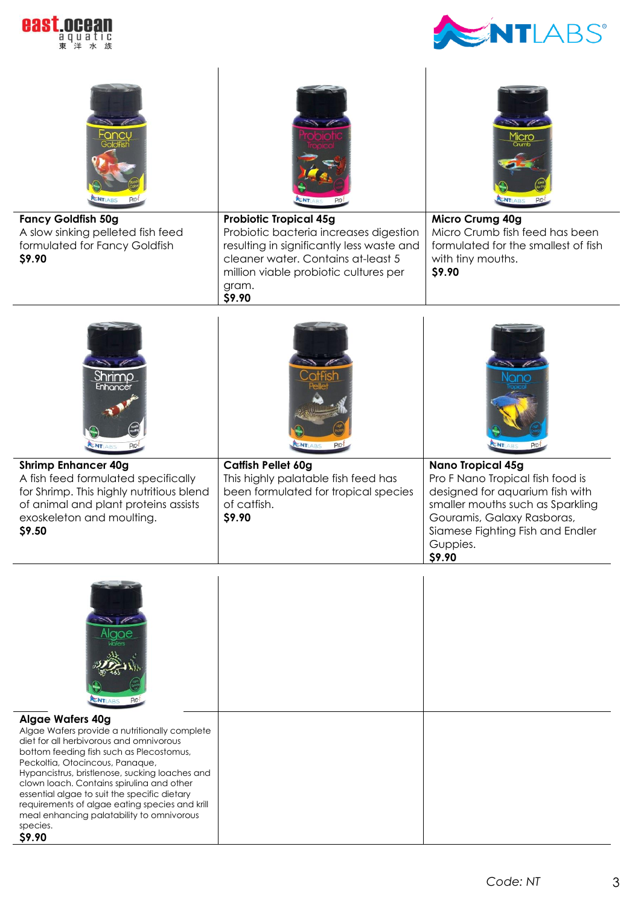**Fancy Goldfish 50g**
A slow sinking pelleted fish feed formulated for Fancy Goldfish
**$9.90**

**Probiotic Tropical 45g**
Probiotic bacteria increases digestion resulting in significantly less waste and cleaner water. Contains at-least 5 million viable probiotic cultures per gram.
**$9.90**

**Micro Crumg 40g**
Micro Crumb fish feed has been formulated for the smallest of fish with tiny mouths.
**$9.90**

**Shrimp Enhancer 40g**
A fish feed formulated specifically for Shrimp. This highly nutritious blend of animal and plant proteins assists exoskeleton and moulting.
**$9.50**

**Catfish Pellet 60g**
This highly palatable fish feed has been formulated for tropical species of catfish.
**$9.90**

**Nano Tropical 45g**
Pro F Nano Tropical fish food is designed for aquarium fish with smaller mouths such as Sparkling Gouramis, Galaxy Rasboras, Siamese Fighting Fish and Endler Guppies.
**$9.90**

**Algae Wafers 40g**
Algae Wafers provide a nutritionally complete diet for all herbivorous and omnivorous bottom feeding fish such as Plecostomus, Peckoltia, Otocincous, Panaque, Hypancistrus, bristlenose, sucking loaches and clown loach. Contains spirulina and other essential algae to suit the specific dietary requirements of algae eating species and krill meal enhancing palatability to omnivorous species.
**$9.90**

*Code: NT*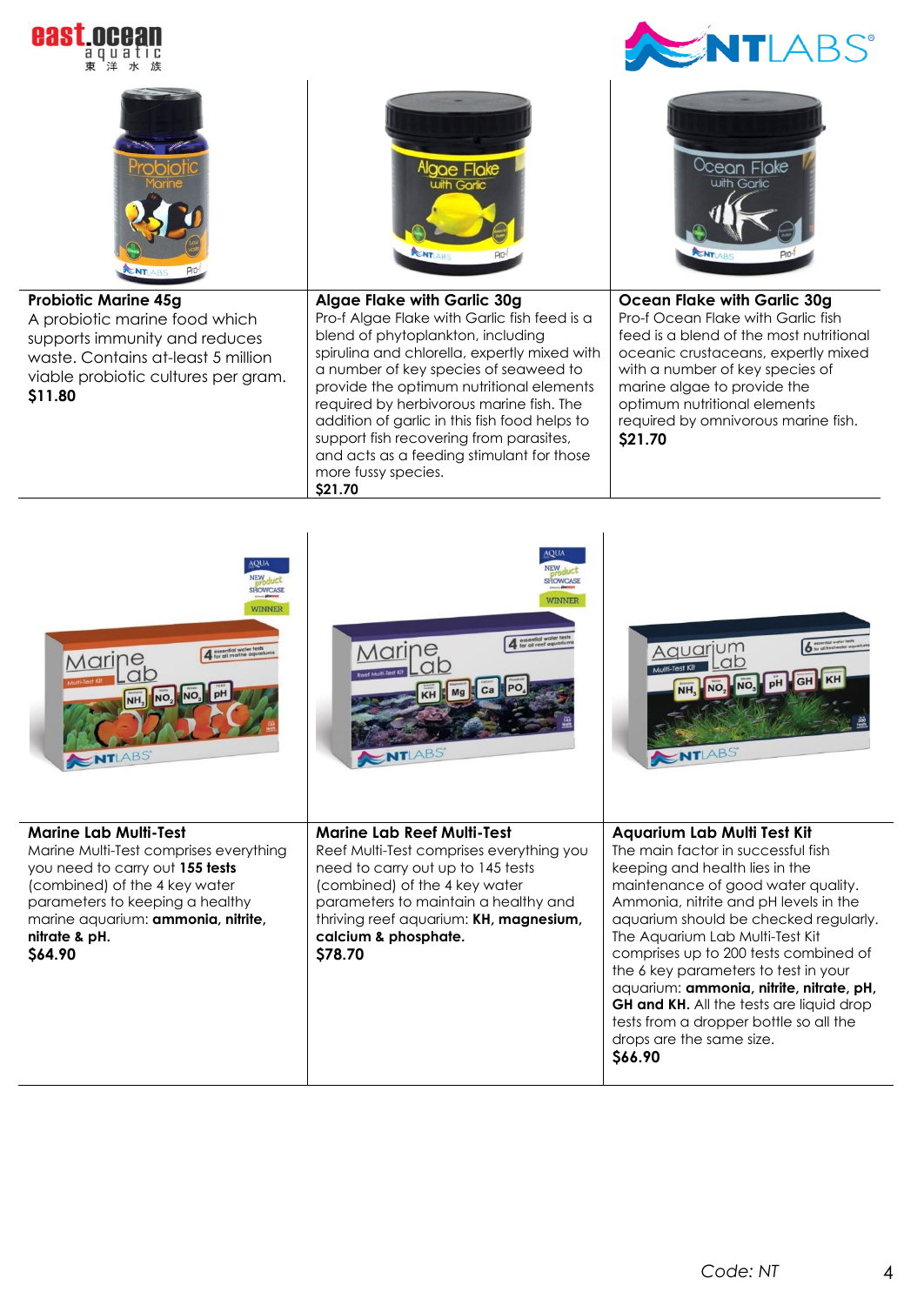**Probiotic Marine 45g**

A probiotic marine food which supports immunity and reduces waste. Contains at-least 5 million viable probiotic cultures per gram.

**$11.80**

**Algae Flake with Garlic 30g**

Pro-f Algae Flake with Garlic fish feed is a blend of phytoplankton, including spirulina and chlorella, expertly mixed with a number of key species of seaweed to provide the optimum nutritional elements required by herbivorous marine fish. The addition of garlic in this fish food helps to support fish recovering from parasites, and acts as a feeding stimulant for those more fussy species.

**$21.70**

**Ocean Flake with Garlic 30g**

Pro-f Ocean Flake with Garlic fish feed is a blend of the most nutritional oceanic crustaceans, expertly mixed with a number of key species of marine algae to provide the optimum nutritional elements required by omnivorous marine fish.

**$21.70**

**Marine Lab Multi-Test**

Marine Multi-Test comprises everything you need to carry out **155 tests** (combined) of the 4 key water parameters to keeping a healthy marine aquarium: **ammonia, nitrite, nitrate & pH.**

**$64.90**

**Marine Lab Reef Multi-Test**

Reef Multi-Test comprises everything you need to carry out up to 145 tests (combined) of the 4 key water parameters to maintain a healthy and thriving reef aquarium: **KH, magnesium, calcium & phosphate.**

**$78.70**

**Aquarium Lab Multi Test Kit**

The main factor in successful fish keeping and health lies in the maintenance of good water quality. Ammonia, nitrite and pH levels in the aquarium should be checked regularly. The Aquarium Lab Multi-Test Kit comprises up to 200 tests combined of the 6 key parameters to test in your aquarium: **ammonia, nitrite, nitrate, pH, GH and KH.** All the tests are liquid drop tests from a dropper bottle so all the drops are the same size.

**$66.90**

*Code: NT*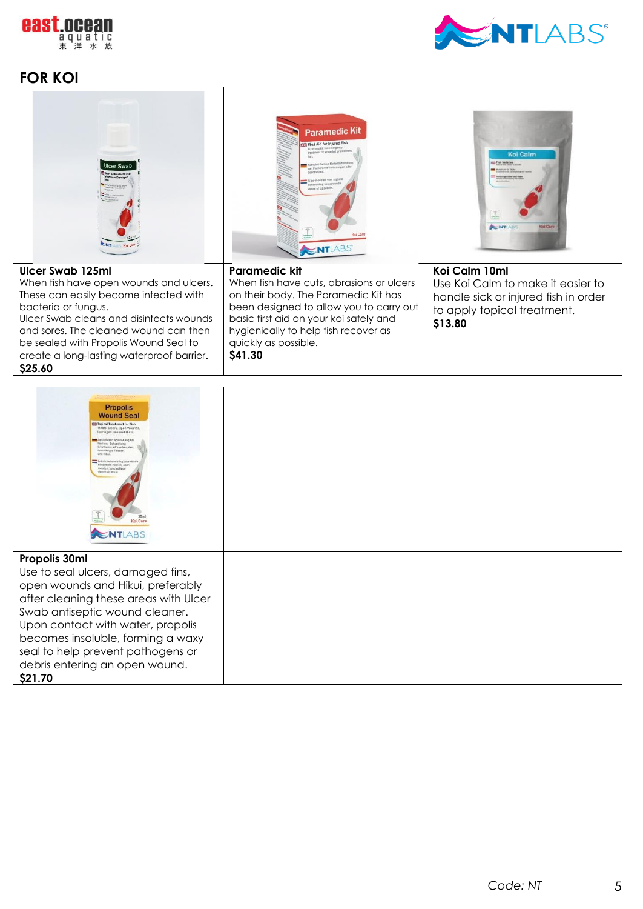## FOR KOI

| | | |
|---|---|---|
| **Ulcer Swab 125ml**<br>When fish have open wounds and ulcers. These can easily become infected with bacteria or fungus.<br>Ulcer Swab cleans and disinfects wounds and sores. The cleaned wound can then be sealed with Propolis Wound Seal to create a long-lasting waterproof barrier.<br>**$25.60** | **Paramedic kit**<br>When fish have cuts, abrasions or ulcers on their body. The Paramedic Kit has been designed to allow you to carry out basic first aid on your koi safely and hygienically to help fish recover as quickly as possible.<br>**$41.30** | **Koi Calm 10ml**<br>Use Koi Calm to make it easier to handle sick or injured fish in order to apply topical treatment.<br>**$13.80** |
| **Propolis 30ml**<br>Use to seal ulcers, damaged fins, open wounds and Hikui, preferably after cleaning these areas with Ulcer Swab antiseptic wound cleaner. Upon contact with water, propolis becomes insoluble, forming a waxy seal to help prevent pathogens or debris entering an open wound.<br>**$21.70** | | |

*Code: NT*